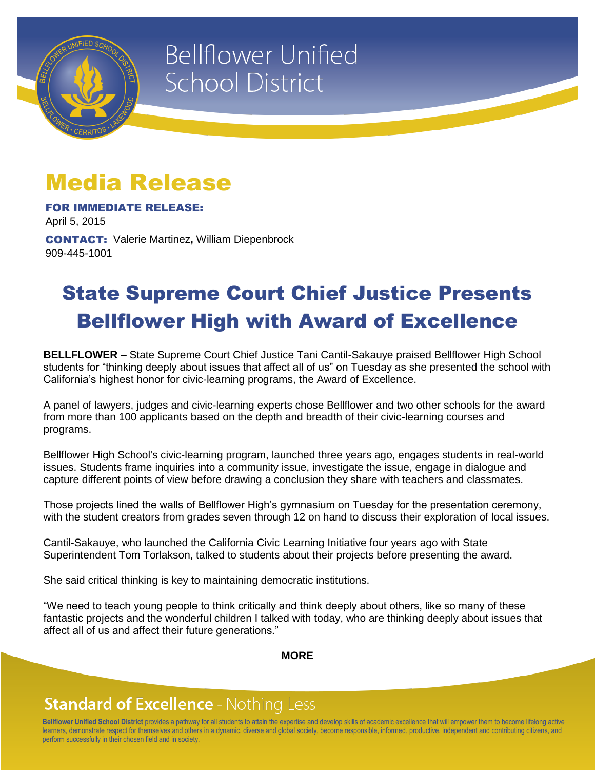# Bellflower Unified School District

## Media Release

**FOR IMMEDIATE RELEASE:**
April 5, 2015

**CONTACT:** Valerie Martinez**,** William Diepenbrock
909-445-1001

# State Supreme Court Chief Justice Presents Bellflower High with Award of Excellence

**BELLFLOWER –** State Supreme Court Chief Justice Tani Cantil-Sakauye praised Bellflower High School students for "thinking deeply about issues that affect all of us" on Tuesday as she presented the school with California's highest honor for civic-learning programs, the Award of Excellence.

A panel of lawyers, judges and civic-learning experts chose Bellflower and two other schools for the award from more than 100 applicants based on the depth and breadth of their civic-learning courses and programs.

Bellflower High School's civic-learning program, launched three years ago, engages students in real-world issues. Students frame inquiries into a community issue, investigate the issue, engage in dialogue and capture different points of view before drawing a conclusion they share with teachers and classmates.

Those projects lined the walls of Bellflower High's gymnasium on Tuesday for the presentation ceremony, with the student creators from grades seven through 12 on hand to discuss their exploration of local issues.

Cantil-Sakauye, who launched the California Civic Learning Initiative four years ago with State Superintendent Tom Torlakson, talked to students about their projects before presenting the award.

She said critical thinking is key to maintaining democratic institutions.

"We need to teach young people to think critically and think deeply about others, like so many of these fantastic projects and the wonderful children I talked with today, who are thinking deeply about issues that affect all of us and affect their future generations."

**MORE**

**Standard of Excellence** - Nothing Less

**Bellflower Unified School District** provides a pathway for all students to attain the expertise and develop skills of academic excellence that will empower them to become lifelong active learners, demonstrate respect for themselves and others in a dynamic, diverse and global society, become responsible, informed, productive, independent and contributing citizens, and perform successfully in their chosen field and in society.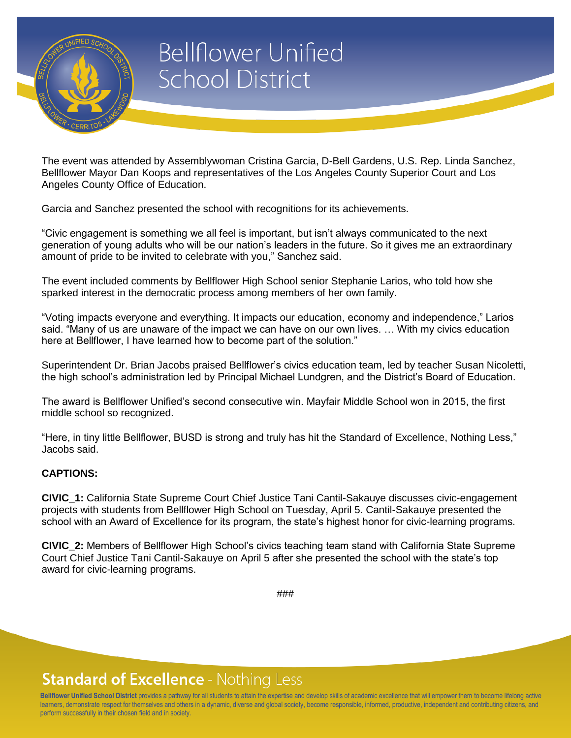The event was attended by Assemblywoman Cristina Garcia, D-Bell Gardens, U.S. Rep. Linda Sanchez, Bellflower Mayor Dan Koops and representatives of the Los Angeles County Superior Court and Los Angeles County Office of Education.

Garcia and Sanchez presented the school with recognitions for its achievements.

“Civic engagement is something we all feel is important, but isn’t always communicated to the next generation of young adults who will be our nation’s leaders in the future. So it gives me an extraordinary amount of pride to be invited to celebrate with you,” Sanchez said.

The event included comments by Bellflower High School senior Stephanie Larios, who told how she sparked interest in the democratic process among members of her own family.

“Voting impacts everyone and everything. It impacts our education, economy and independence,” Larios said. “Many of us are unaware of the impact we can have on our own lives. … With my civics education here at Bellflower, I have learned how to become part of the solution.”

Superintendent Dr. Brian Jacobs praised Bellflower’s civics education team, led by teacher Susan Nicoletti, the high school’s administration led by Principal Michael Lundgren, and the District’s Board of Education.

The award is Bellflower Unified’s second consecutive win. Mayfair Middle School won in 2015, the first middle school so recognized.

“Here, in tiny little Bellflower, BUSD is strong and truly has hit the Standard of Excellence, Nothing Less,” Jacobs said.

**CAPTIONS:**

**CIVIC_1:** California State Supreme Court Chief Justice Tani Cantil-Sakauye discusses civic-engagement projects with students from Bellflower High School on Tuesday, April 5. Cantil-Sakauye presented the school with an Award of Excellence for its program, the state’s highest honor for civic-learning programs.

**CIVIC_2:** Members of Bellflower High School’s civics teaching team stand with California State Supreme Court Chief Justice Tani Cantil-Sakauye on April 5 after she presented the school with the state’s top award for civic-learning programs.

###